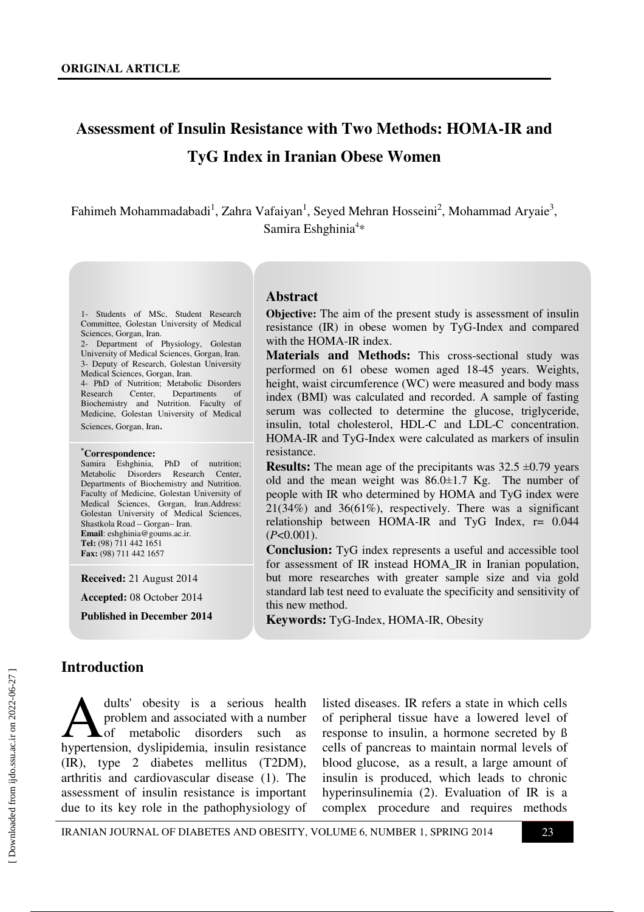**ORIGINAL ARTICLE**

# Assessment of Insulin Resistance with Two Methods: HOMA-IR and TyG Index in Iranian Obese Women

Fahimeh Mohammadabadi[1], Zahra Vafaiyan[1], Seyed Mehran Hosseini[2], Mohammad Aryaie[3], Samira Eshghinia[4]*

1- Students of MSc, Student Research Committee, Golestan University of Medical Sciences, Gorgan, Iran.
2- Department of Physiology, Golestan University of Medical Sciences, Gorgan, Iran.
3- Deputy of Research, Golestan University Medical Sciences, Gorgan, Iran.
4- PhD of Nutrition; Metabolic Disorders Research Center, Departments of Biochemistry and Nutrition. Faculty of Medicine, Golestan University of Medical Sciences, Gorgan, Iran.

***Correspondence:**
Samira Eshghinia, PhD of nutrition; Metabolic Disorders Research Center, Departments of Biochemistry and Nutrition. Faculty of Medicine, Golestan University of Medical Sciences, Gorgan, Iran.Address: Golestan University of Medical Sciences, Shastkola Road – Gorgan– Iran.
**Email**: eshghinia@goums.ac.ir.
**Tel:** (98) 711 442 1651
**Fax:** (98) 711 442 1657

**Received:** 21 August 2014

**Accepted:** 08 October 2014

**Published in December 2014**

## Abstract

**Objective:** The aim of the present study is assessment of insulin resistance (IR) in obese women by TyG-Index and compared with the HOMA-IR index.

**Materials and Methods:** This cross-sectional study was performed on 61 obese women aged 18-45 years. Weights, height, waist circumference (WC) were measured and body mass index (BMI) was calculated and recorded. A sample of fasting serum was collected to determine the glucose, triglyceride, insulin, total cholesterol, HDL-C and LDL-C concentration. HOMA-IR and TyG-Index were calculated as markers of insulin resistance.

**Results:** The mean age of the precipitants was 32.5 ±0.79 years old and the mean weight was 86.0±1.7 Kg. The number of people with IR who determined by HOMA and TyG index were 21(34%) and 36(61%), respectively. There was a significant relationship between HOMA-IR and TyG Index, r= 0.044 ($P$<0.001).

**Conclusion:** TyG index represents a useful and accessible tool for assessment of IR instead HOMA_IR in Iranian population, but more researches with greater sample size and via gold standard lab test need to evaluate the specificity and sensitivity of this new method.

**Keywords:** TyG-Index, HOMA-IR, Obesity

## Introduction

Adults' obesity is a serious health problem and associated with a number of metabolic disorders such as hypertension, dyslipidemia, insulin resistance (IR), type 2 diabetes mellitus (T2DM), arthritis and cardiovascular disease (1). The assessment of insulin resistance is important due to its key role in the pathophysiology of listed diseases. IR refers a state in which cells of peripheral tissue have a lowered level of response to insulin, a hormone secreted by ß cells of pancreas to maintain normal levels of blood glucose, as a result, a large amount of insulin is produced, which leads to chronic hyperinsulinemia (2). Evaluation of IR is a complex procedure and requires methods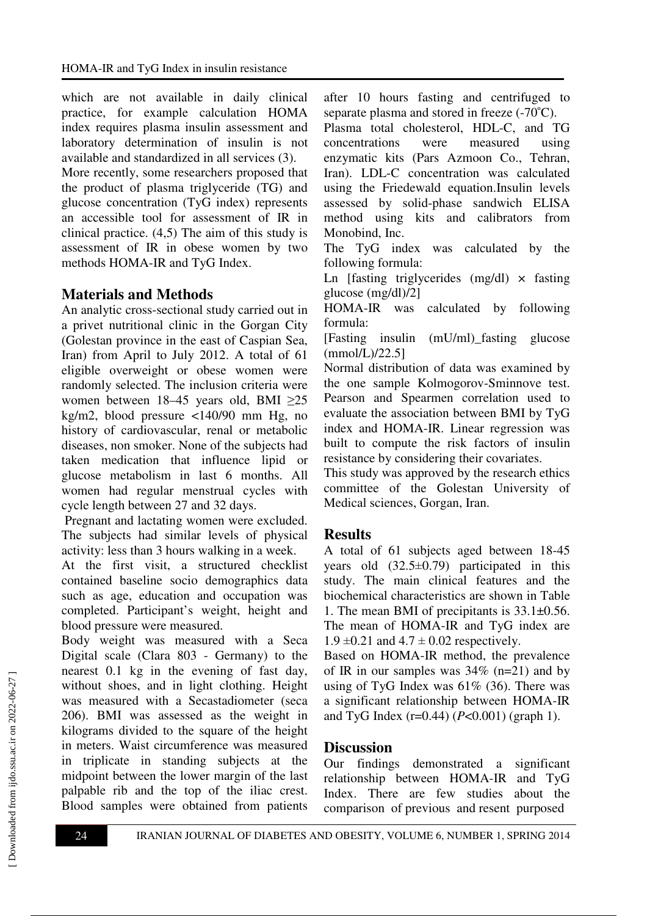which are not available in daily clinical practice, for example calculation HOMA index requires plasma insulin assessment and laboratory determination of insulin is not available and standardized in all services (3).

More recently, some researchers proposed that the product of plasma triglyceride (TG) and glucose concentration (TyG index) represents an accessible tool for assessment of IR in clinical practice. (4,5) The aim of this study is assessment of IR in obese women by two methods HOMA-IR and TyG Index.

## Materials and Methods

An analytic cross-sectional study carried out in a privet nutritional clinic in the Gorgan City (Golestan province in the east of Caspian Sea, Iran) from April to July 2012. A total of 61 eligible overweight or obese women were randomly selected. The inclusion criteria were women between 18–45 years old, BMI $\geq$25 kg/m2, blood pressure <140/90 mm Hg, no history of cardiovascular, renal or metabolic diseases, non smoker. None of the subjects had taken medication that influence lipid or glucose metabolism in last 6 months. All women had regular menstrual cycles with cycle length between 27 and 32 days.

Pregnant and lactating women were excluded. The subjects had similar levels of physical activity: less than 3 hours walking in a week.

At the first visit, a structured checklist contained baseline socio demographics data such as age, education and occupation was completed. Participant's weight, height and blood pressure were measured.

Body weight was measured with a Seca Digital scale (Clara 803 - Germany) to the nearest 0.1 kg in the evening of fast day, without shoes, and in light clothing. Height was measured with a Secastadiometer (seca 206). BMI was assessed as the weight in kilograms divided to the square of the height in meters. Waist circumference was measured in triplicate in standing subjects at the midpoint between the lower margin of the last palpable rib and the top of the iliac crest. Blood samples were obtained from patients after 10 hours fasting and centrifuged to separate plasma and stored in freeze (-70°C).

Plasma total cholesterol, HDL-C, and TG concentrations were measured using enzymatic kits (Pars Azmoon Co., Tehran, Iran). LDL-C concentration was calculated using the Friedewald equation.Insulin levels assessed by solid-phase sandwich ELISA method using kits and calibrators from Monobind, Inc.

The TyG index was calculated by the following formula:

Ln [fasting triglycerides (mg/dl) × fasting glucose (mg/dl)/2]

HOMA-IR was calculated by following formula:

[Fasting insulin (mU/ml)_fasting glucose (mmol/L)/22.5]

Normal distribution of data was examined by the one sample Kolmogorov-Sminnove test. Pearson and Spearmen correlation used to evaluate the association between BMI by TyG index and HOMA-IR. Linear regression was built to compute the risk factors of insulin resistance by considering their covariates.

This study was approved by the research ethics committee of the Golestan University of Medical sciences, Gorgan, Iran.

## Results

A total of 61 subjects aged between 18-45 years old (32.5±0.79) participated in this study. The main clinical features and the biochemical characteristics are shown in Table 1. The mean BMI of precipitants is 33.1±0.56. The mean of HOMA-IR and TyG index are 1.9 ±0.21 and 4.7 ± 0.02 respectively.

Based on HOMA-IR method, the prevalence of IR in our samples was 34% (n=21) and by using of TyG Index was 61% (36). There was a significant relationship between HOMA-IR and TyG Index (r=0.44) (*P*<0.001) (graph 1).

## Discussion

Our findings demonstrated a significant relationship between HOMA-IR and TyG Index. There are few studies about the comparison of previous and resent purposed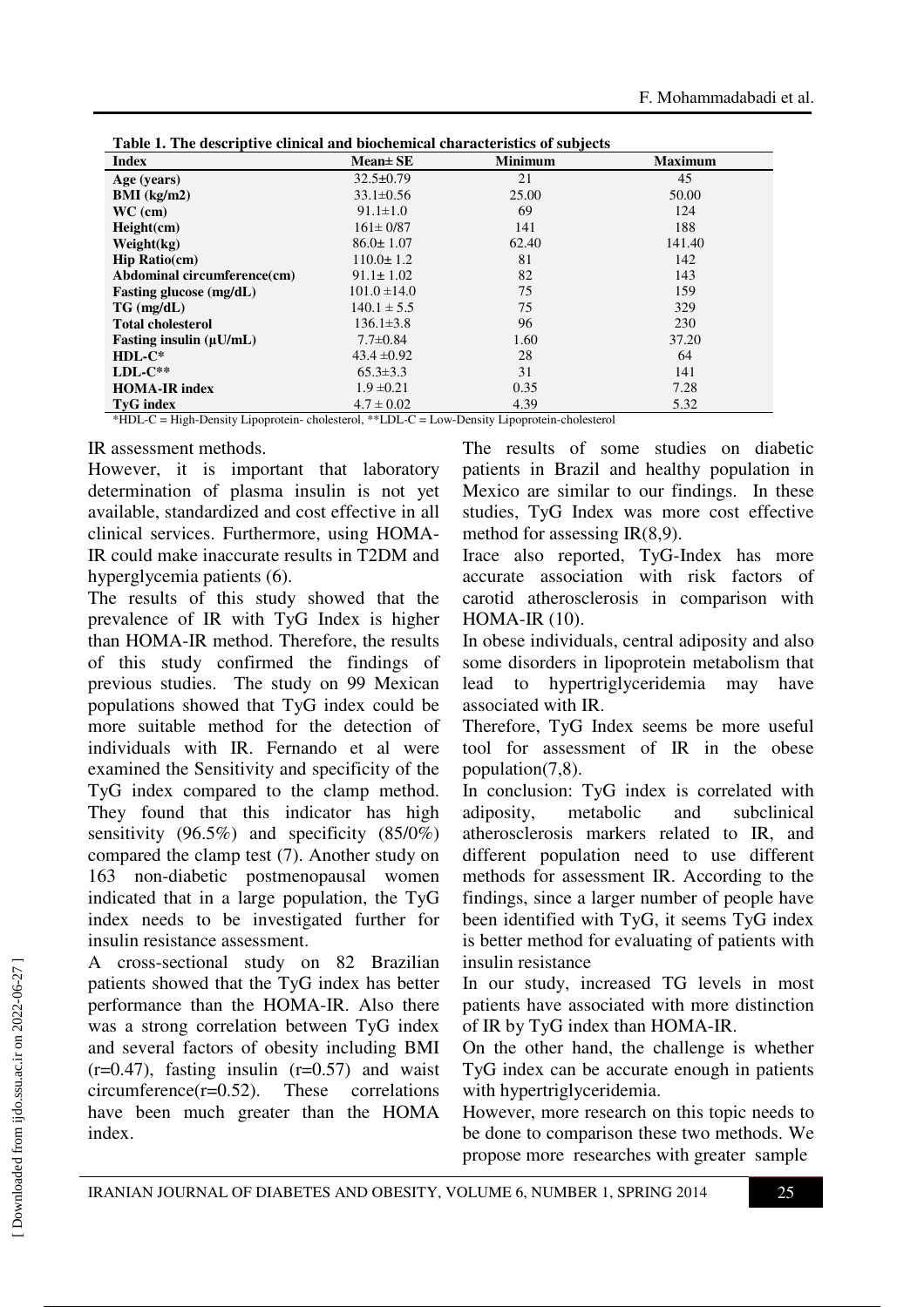**Table 1. The descriptive clinical and biochemical characteristics of subjects**

| Index | Mean± SE | Minimum | Maximum |
|---|---|---|---|
| **Age (years)** | 32.5±0.79 | 21 | 45 |
| **BMI (kg/m2)** | 33.1±0.56 | 25.00 | 50.00 |
| **WC (cm)** | 91.1±1.0 | 69 | 124 |
| **Height(cm)** | 161± 0/87 | 141 | 188 |
| **Weight(kg)** | 86.0± 1.07 | 62.40 | 141.40 |
| **Hip Ratio(cm)** | 110.0± 1.2 | 81 | 142 |
| **Abdominal circumference(cm)** | 91.1± 1.02 | 82 | 143 |
| **Fasting glucose (mg/dL)** | 101.0 ±14.0 | 75 | 159 |
| **TG (mg/dL)** | 140.1 ± 5.5 | 75 | 329 |
| **Total cholesterol** | 136.1±3.8 | 96 | 230 |
| **Fasting insulin (µU/mL)** | 7.7±0.84 | 1.60 | 37.20 |
| **HDL-C*** | 43.4 ±0.92 | 28 | 64 |
| **LDL-C**** | 65.3±3.3 | 31 | 141 |
| **HOMA-IR index** | 1.9 ±0.21 | 0.35 | 7.28 |
| **TyG index** | 4.7 ± 0.02 | 4.39 | 5.32 |

*HDL-C = High-Density Lipoprotein- cholesterol, **LDL-C = Low-Density Lipoprotein-cholesterol

IR assessment methods.

However, it is important that laboratory determination of plasma insulin is not yet available, standardized and cost effective in all clinical services. Furthermore, using HOMA-IR could make inaccurate results in T2DM and hyperglycemia patients (6).

The results of this study showed that the prevalence of IR with TyG Index is higher than HOMA-IR method. Therefore, the results of this study confirmed the findings of previous studies. The study on 99 Mexican populations showed that TyG index could be more suitable method for the detection of individuals with IR. Fernando et al were examined the Sensitivity and specificity of the TyG index compared to the clamp method. They found that this indicator has high sensitivity (96.5%) and specificity (85/0%) compared the clamp test (7). Another study on 163 non-diabetic postmenopausal women indicated that in a large population, the TyG index needs to be investigated further for insulin resistance assessment.

A cross-sectional study on 82 Brazilian patients showed that the TyG index has better performance than the HOMA-IR. Also there was a strong correlation between TyG index and several factors of obesity including BMI (r=0.47), fasting insulin (r=0.57) and waist circumference(r=0.52). These correlations have been much greater than the HOMA index.

The results of some studies on diabetic patients in Brazil and healthy population in Mexico are similar to our findings. In these studies, TyG Index was more cost effective method for assessing IR(8,9).

Irace also reported, TyG-Index has more accurate association with risk factors of carotid atherosclerosis in comparison with HOMA-IR (10).

In obese individuals, central adiposity and also some disorders in lipoprotein metabolism that lead to hypertriglyceridemia may have associated with IR.

Therefore, TyG Index seems be more useful tool for assessment of IR in the obese population(7,8).

In conclusion: TyG index is correlated with adiposity, metabolic and subclinical atherosclerosis markers related to IR, and different population need to use different methods for assessment IR. According to the findings, since a larger number of people have been identified with TyG, it seems TyG index is better method for evaluating of patients with insulin resistance

In our study, increased TG levels in most patients have associated with more distinction of IR by TyG index than HOMA-IR.

On the other hand, the challenge is whether TyG index can be accurate enough in patients with hypertriglyceridemia.

However, more research on this topic needs to be done to comparison these two methods. We propose more researches with greater sample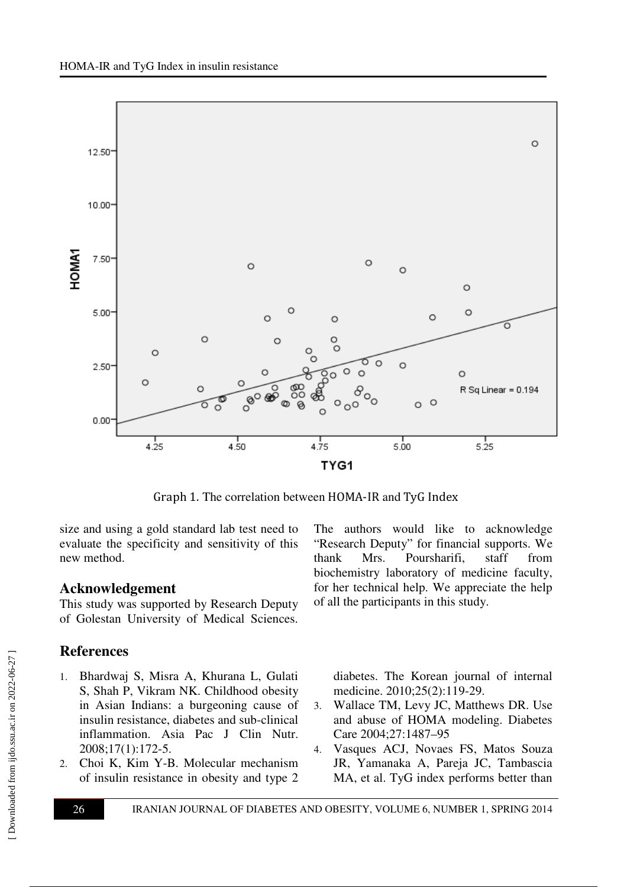Graph 1. The correlation between HOMA-IR and TyG Index

size and using a gold standard lab test need to evaluate the specificity and sensitivity of this new method.

## Acknowledgement

This study was supported by Research Deputy of Golestan University of Medical Sciences. The authors would like to acknowledge "Research Deputy" for financial supports. We thank Mrs. Poursharifi, staff from biochemistry laboratory of medicine faculty, for her technical help. We appreciate the help of all the participants in this study.

## References

1. Bhardwaj S, Misra A, Khurana L, Gulati S, Shah P, Vikram NK. Childhood obesity in Asian Indians: a burgeoning cause of insulin resistance, diabetes and sub-clinical inflammation. Asia Pac J Clin Nutr. 2008;17(1):172-5.
2. Choi K, Kim Y-B. Molecular mechanism of insulin resistance in obesity and type 2 diabetes. The Korean journal of internal medicine. 2010;25(2):119-29.
3. Wallace TM, Levy JC, Matthews DR. Use and abuse of HOMA modeling. Diabetes Care 2004;27:1487–95
4. Vasques ACJ, Novaes FS, Matos Souza JR, Yamanaka A, Pareja JC, Tambascia MA, et al. TyG index performs better than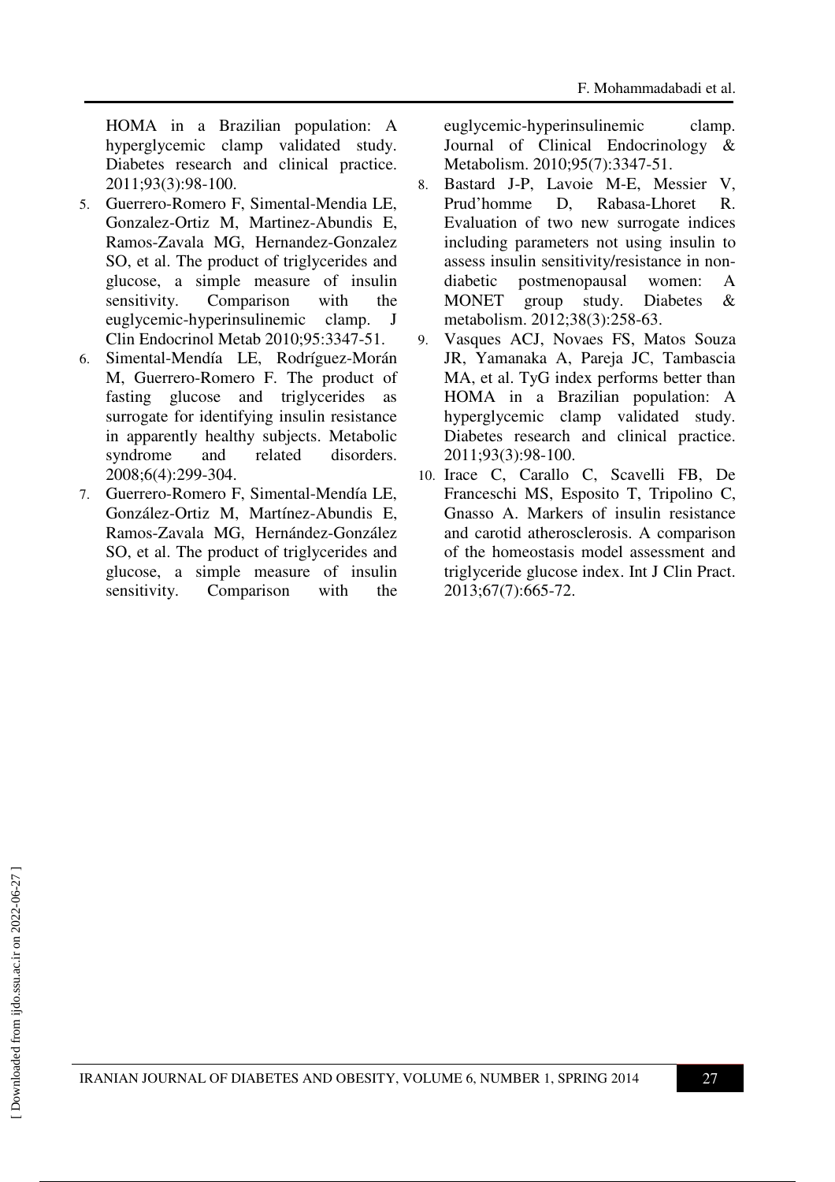HOMA in a Brazilian population: A hyperglycemic clamp validated study. Diabetes research and clinical practice. 2011;93(3):98-100.

5. Guerrero-Romero F, Simental-Mendia LE, Gonzalez-Ortiz M, Martinez-Abundis E, Ramos-Zavala MG, Hernandez-Gonzalez SO, et al. The product of triglycerides and glucose, a simple measure of insulin sensitivity. Comparison with the euglycemic-hyperinsulinemic clamp. J Clin Endocrinol Metab 2010;95:3347-51.
6. Simental-Mendía LE, Rodríguez-Morán M, Guerrero-Romero F. The product of fasting glucose and triglycerides as surrogate for identifying insulin resistance in apparently healthy subjects. Metabolic syndrome and related disorders. 2008;6(4):299-304.
7. Guerrero-Romero F, Simental-Mendía LE, González-Ortiz M, Martínez-Abundis E, Ramos-Zavala MG, Hernández-González SO, et al. The product of triglycerides and glucose, a simple measure of insulin sensitivity. Comparison with the euglycemic-hyperinsulinemic clamp. Journal of Clinical Endocrinology & Metabolism. 2010;95(7):3347-51.
8. Bastard J-P, Lavoie M-E, Messier V, Prud'homme D, Rabasa-Lhoret R. Evaluation of two new surrogate indices including parameters not using insulin to assess insulin sensitivity/resistance in non-diabetic postmenopausal women: A MONET group study. Diabetes & metabolism. 2012;38(3):258-63.
9. Vasques ACJ, Novaes FS, Matos Souza JR, Yamanaka A, Pareja JC, Tambascia MA, et al. TyG index performs better than HOMA in a Brazilian population: A hyperglycemic clamp validated study. Diabetes research and clinical practice. 2011;93(3):98-100.
10. Irace C, Carallo C, Scavelli FB, De Franceschi MS, Esposito T, Tripolino C, Gnasso A. Markers of insulin resistance and carotid atherosclerosis. A comparison of the homeostasis model assessment and triglyceride glucose index. Int J Clin Pract. 2013;67(7):665-72.